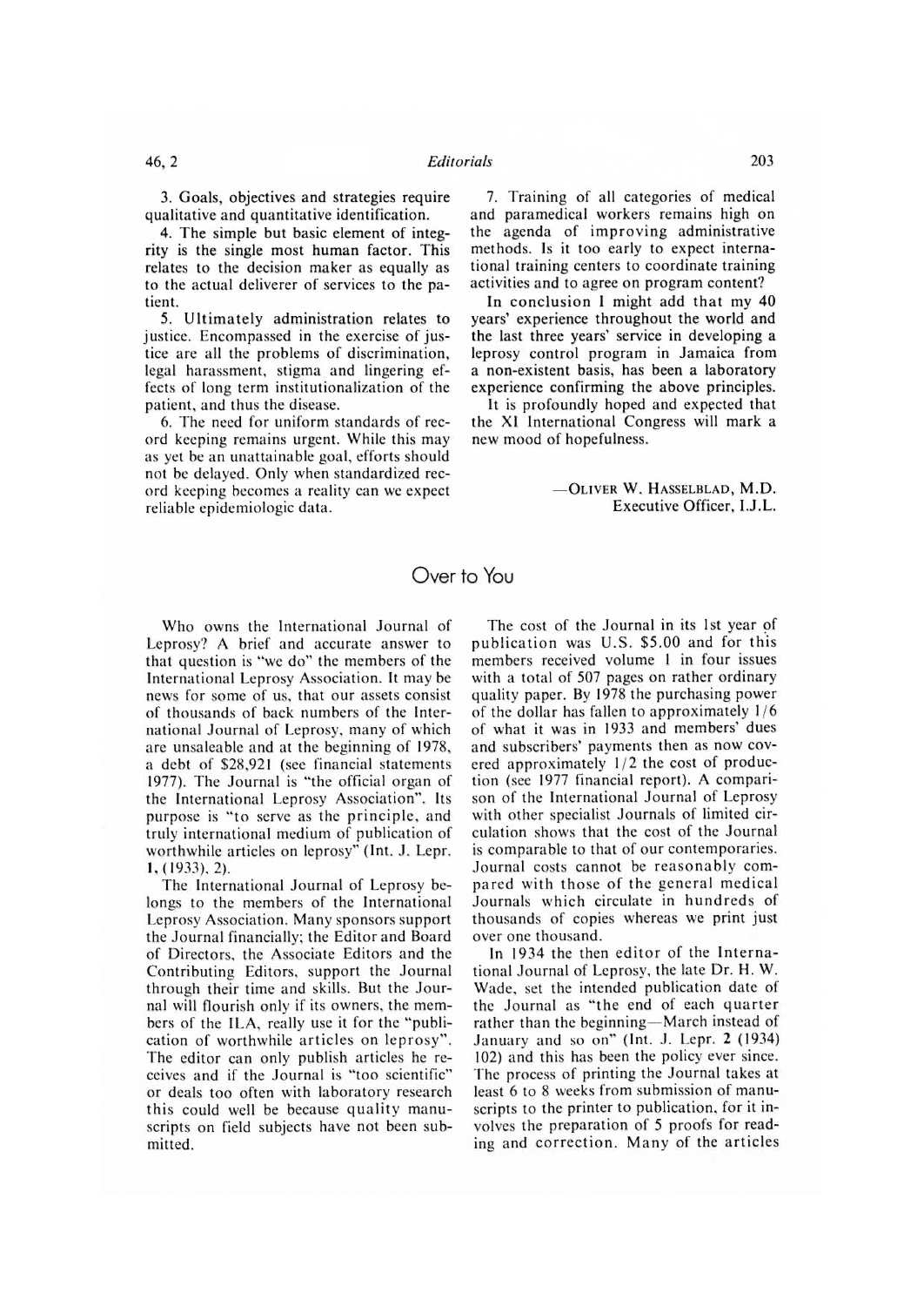3. Goals, objectives and strategies require qualitative and quantitative identification.

4. The simple but basic element of integrity is the single most human factor. This relates to the decision maker as equally as to the actual deliverer of services to the patient.

5. Ultimately administration relates to justice. Encompassed in the exercise of justice are all the problems of discrimination, legal harassment, stigma and lingering effects of long term institutionalization of the patient, and thus the disease.

6. The need for uniform standards of record keeping remains urgent. While this may as yet be an unattainable goal, efforts should not be delayed. Only when standardized record keeping becomes a reality can we expect reliable epidemiologic data.

7. Training of all categories of medical and paramedical workers remains high on the agenda of improving administrative methods. Is it too early to expect international training centers to coordinate training activities and to agree on program content?

In conclusion I might add that my 40 years' experience throughout the world and the last three years' service in developing a leprosy control program in Jamaica from a non-existent basis, has been a laboratory experience confirming the above principles.

It is profoundly hoped and expected that the XI International Congress will mark a new mood of hopefulness.

—OLIVER W. HASSELBLAD, M.D.
Executive Officer, I.J.L.

## Over to You

Who owns the International Journal of Leprosy? A brief and accurate answer to that question is "we do" the members of the International Leprosy Association. It may be news for some of us, that our assets consist of thousands of back numbers of the International Journal of Leprosy, many of which are unsaleable and at the beginning of 1978, a debt of $28,921 (see financial statements 1977). The Journal is "the official organ of the International Leprosy Association". Its purpose is "to serve as the principle, and truly international medium of publication of worthwhile articles on leprosy" (Int. J. Lepr. **1**, (1933), 2).

The International Journal of Leprosy belongs to the members of the International Leprosy Association. Many sponsors support the Journal financially; the Editor and Board of Directors, the Associate Editors and the Contributing Editors, support the Journal through their time and skills. But the Journal will flourish only if its owners, the members of the ILA, really use it for the "publication of worthwhile articles on leprosy". The editor can only publish articles he receives and if the Journal is "too scientific" or deals too often with laboratory research this could well be because quality manuscripts on field subjects have not been submitted.

The cost of the Journal in its 1st year of publication was U.S. $5.00 and for this members received volume 1 in four issues with a total of 507 pages on rather ordinary quality paper. By 1978 the purchasing power of the dollar has fallen to approximately 1/6 of what it was in 1933 and members' dues and subscribers' payments then as now covered approximately 1/2 the cost of production (see 1977 financial report). A comparison of the International Journal of Leprosy with other specialist Journals of limited circulation shows that the cost of the Journal is comparable to that of our contemporaries. Journal costs cannot be reasonably compared with those of the general medical Journals which circulate in hundreds of thousands of copies whereas we print just over one thousand.

In 1934 the then editor of the International Journal of Leprosy, the late Dr. H. W. Wade, set the intended publication date of the Journal as "the end of each quarter rather than the beginning—March instead of January and so on" (Int. J. Lepr. **2** (1934) 102) and this has been the policy ever since. The process of printing the Journal takes at least 6 to 8 weeks from submission of manuscripts to the printer to publication, for it involves the preparation of 5 proofs for reading and correction. Many of the articles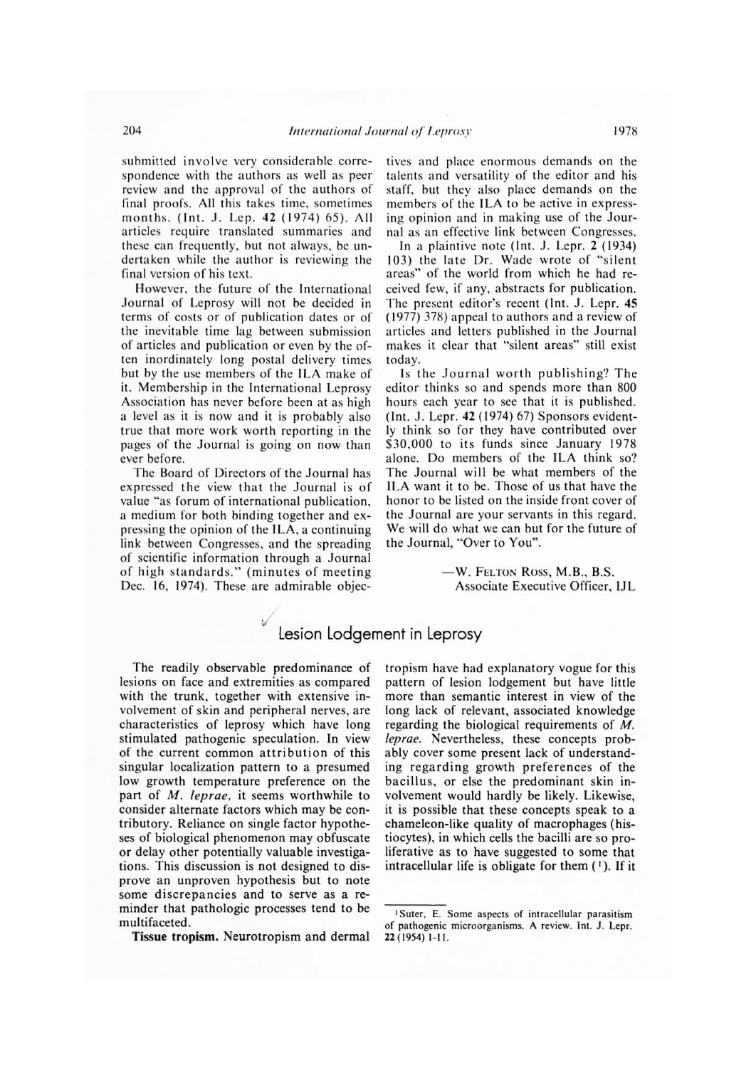submitted involve very considerable correspondence with the authors as well as peer review and the approval of the authors of final proofs. All this takes time, sometimes months. (Int. J. Lep. **42** (1974) 65). All articles require translated summaries and these can frequently, but not always, be undertaken while the author is reviewing the final version of his text.

However, the future of the International Journal of Leprosy will not be decided in terms of costs or of publication dates or of the inevitable time lag between submission of articles and publication or even by the often inordinately long postal delivery times but by the use members of the ILA make of it. Membership in the International Leprosy Association has never before been at as high a level as it is now and it is probably also true that more work worth reporting in the pages of the Journal is going on now than ever before.

The Board of Directors of the Journal has expressed the view that the Journal is of value "as forum of international publication, a medium for both binding together and expressing the opinion of the ILA, a continuing link between Congresses, and the spreading of scientific information through a Journal of high standards." (minutes of meeting Dec. 16, 1974). These are admirable objectives and place enormous demands on the talents and versatility of the editor and his staff, but they also place demands on the members of the ILA to be active in expressing opinion and in making use of the Journal as an effective link between Congresses.

In a plaintive note (Int. J. Lepr. **2** (1934) 103) the late Dr. Wade wrote of "silent areas" of the world from which he had received few, if any, abstracts for publication. The present editor's recent (Int. J. Lepr. **45** (1977) 378) appeal to authors and a review of articles and letters published in the Journal makes it clear that "silent areas" still exist today.

Is the Journal worth publishing? The editor thinks so and spends more than 800 hours each year to see that it is published. (Int. J. Lepr. **42** (1974) 67) Sponsors evidently think so for they have contributed over $30,000 to its funds since January 1978 alone. Do members of the ILA think so? The Journal will be what members of the ILA want it to be. Those of us that have the honor to be listed on the inside front cover of the Journal are your servants in this regard. We will do what we can but for the future of the Journal, "Over to You".

—W. Felton Ross, M.B., B.S.
Associate Executive Officer, IJL

## Lesion Lodgement in Leprosy

The readily observable predominance of lesions on face and extremities as compared with the trunk, together with extensive involvement of skin and peripheral nerves, are characteristics of leprosy which have long stimulated pathogenic speculation. In view of the current common attribution of this singular localization pattern to a presumed low growth temperature preference on the part of *M. leprae*, it seems worthwhile to consider alternate factors which may be contributory. Reliance on single factor hypotheses of biological phenomenon may obfuscate or delay other potentially valuable investigations. This discussion is not designed to disprove an unproven hypothesis but to note some discrepancies and to serve as a reminder that pathologic processes tend to be multifaceted.

**Tissue tropism.** Neurotropism and dermal tropism have had explanatory vogue for this pattern of lesion lodgement but have little more than semantic interest in view of the long lack of relevant, associated knowledge regarding the biological requirements of *M. leprae*. Nevertheless, these concepts probably cover some present lack of understanding regarding growth preferences of the bacillus, or else the predominant skin involvement would hardly be likely. Likewise, it is possible that these concepts speak to a chameleon-like quality of macrophages (histiocytes), in which cells the bacilli are so proliferative as to have suggested to some that intracellular life is obligate for them [1]. If it

[1] Suter, E. Some aspects of intracellular parasitism of pathogenic microorganisms. A review. Int. J. Lepr. **22** (1954) 1-11.